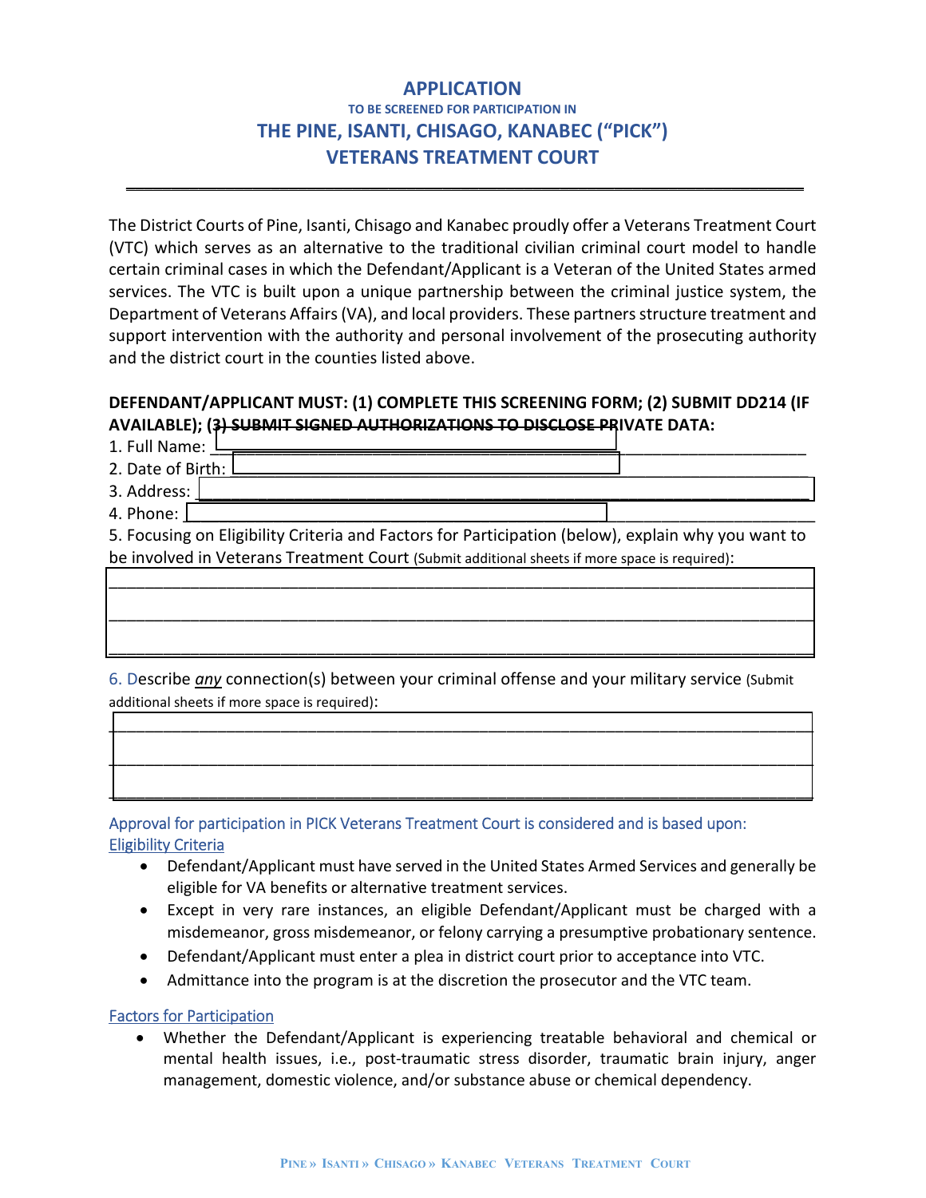# APPLICATION

### TO BE SCREENED FOR PARTICIPATION IN

## THE PINE, ISANTI, CHISAGO, KANABEC ("PICK") VETERANS TREATMENT COURT

---

The District Courts of Pine, Isanti, Chisago and Kanabec proudly offer a Veterans Treatment Court (VTC) which serves as an alternative to the traditional civilian criminal court model to handle certain criminal cases in which the Defendant/Applicant is a Veteran of the United States armed services. The VTC is built upon a unique partnership between the criminal justice system, the Department of Veterans Affairs (VA), and local providers. These partners structure treatment and support intervention with the authority and personal involvement of the prosecuting authority and the district court in the counties listed above.

**DEFENDANT/APPLICANT MUST: (1) COMPLETE THIS SCREENING FORM; (2) SUBMIT DD214 (IF AVAILABLE); (3) SUBMIT SIGNED AUTHORIZATIONS TO DISCLOSE PRIVATE DATA:**

1. Full Name: ______________________________
2. Date of Birth: ______________________________
3. Address: ______________________________
4. Phone: ______________________________
5. Focusing on Eligibility Criteria and Factors for Participation (below), explain why you want to be involved in Veterans Treatment Court (Submit additional sheets if more space is required):

______________________________________________________________________
______________________________________________________________________
______________________________________________________________________

6. Describe *any* connection(s) between your criminal offense and your military service (Submit additional sheets if more space is required):

______________________________________________________________________
______________________________________________________________________
______________________________________________________________________

Approval for participation in PICK Veterans Treatment Court is considered and is based upon:

Eligibility Criteria

- Defendant/Applicant must have served in the United States Armed Services and generally be eligible for VA benefits or alternative treatment services.
- Except in very rare instances, an eligible Defendant/Applicant must be charged with a misdemeanor, gross misdemeanor, or felony carrying a presumptive probationary sentence.
- Defendant/Applicant must enter a plea in district court prior to acceptance into VTC.
- Admittance into the program is at the discretion the prosecutor and the VTC team.

Factors for Participation

- Whether the Defendant/Applicant is experiencing treatable behavioral and chemical or mental health issues, i.e., post-traumatic stress disorder, traumatic brain injury, anger management, domestic violence, and/or substance abuse or chemical dependency.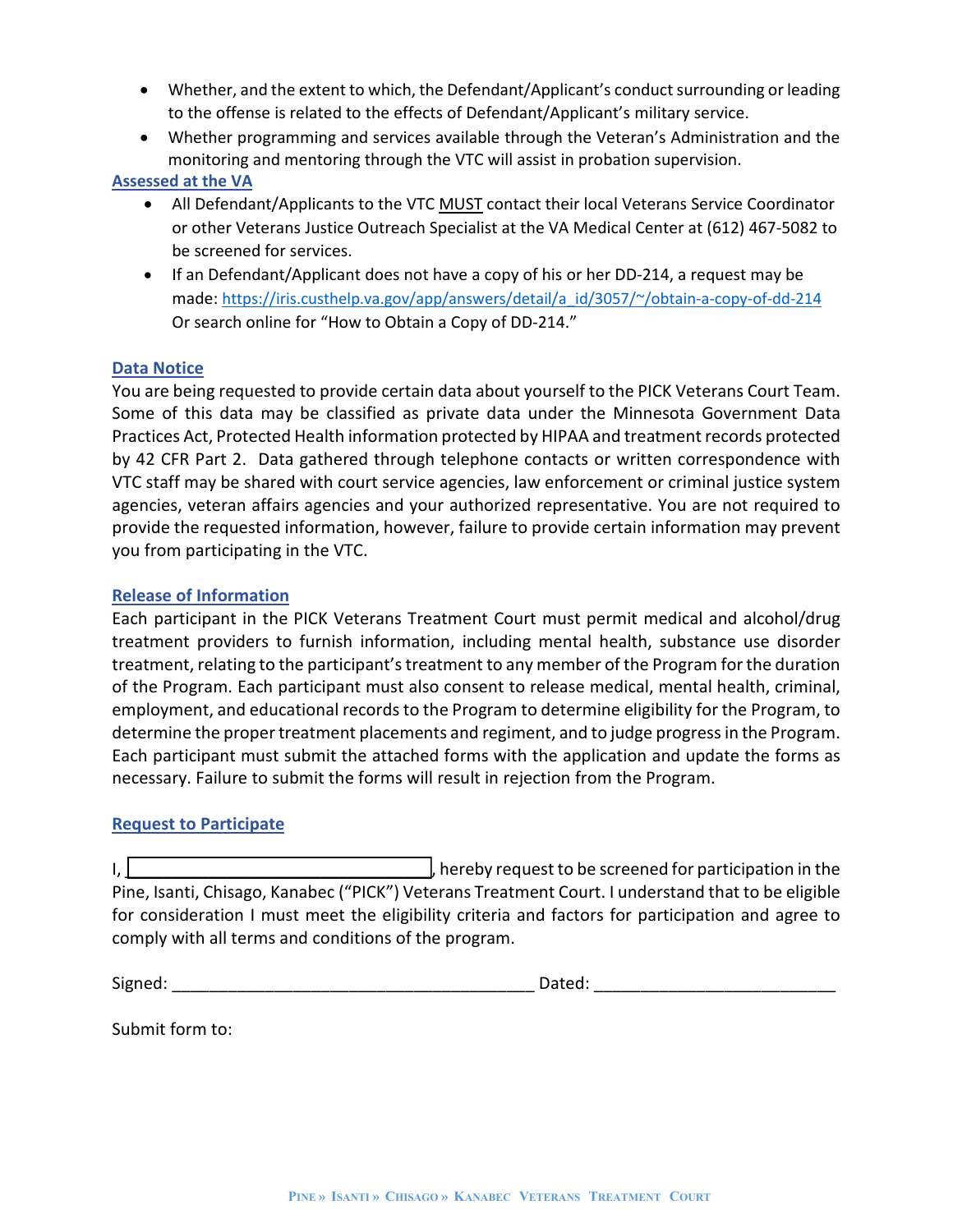- Whether, and the extent to which, the Defendant/Applicant's conduct surrounding or leading to the offense is related to the effects of Defendant/Applicant's military service.
- Whether programming and services available through the Veteran's Administration and the monitoring and mentoring through the VTC will assist in probation supervision.

### Assessed at the VA

- All Defendant/Applicants to the VTC MUST contact their local Veterans Service Coordinator or other Veterans Justice Outreach Specialist at the VA Medical Center at (612) 467-5082 to be screened for services.
- If an Defendant/Applicant does not have a copy of his or her DD-214, a request may be made: https://iris.custhelp.va.gov/app/answers/detail/a_id/3057/~/obtain-a-copy-of-dd-214 Or search online for "How to Obtain a Copy of DD-214."

### Data Notice

You are being requested to provide certain data about yourself to the PICK Veterans Court Team. Some of this data may be classified as private data under the Minnesota Government Data Practices Act, Protected Health information protected by HIPAA and treatment records protected by 42 CFR Part 2. Data gathered through telephone contacts or written correspondence with VTC staff may be shared with court service agencies, law enforcement or criminal justice system agencies, veteran affairs agencies and your authorized representative. You are not required to provide the requested information, however, failure to provide certain information may prevent you from participating in the VTC.

### Release of Information

Each participant in the PICK Veterans Treatment Court must permit medical and alcohol/drug treatment providers to furnish information, including mental health, substance use disorder treatment, relating to the participant's treatment to any member of the Program for the duration of the Program. Each participant must also consent to release medical, mental health, criminal, employment, and educational records to the Program to determine eligibility for the Program, to determine the proper treatment placements and regiment, and to judge progress in the Program. Each participant must submit the attached forms with the application and update the forms as necessary. Failure to submit the forms will result in rejection from the Program.

### Request to Participate

I, ______________________________, hereby request to be screened for participation in the Pine, Isanti, Chisago, Kanabec ("PICK") Veterans Treatment Court. I understand that to be eligible for consideration I must meet the eligibility criteria and factors for participation and agree to comply with all terms and conditions of the program.

Signed: ________________________________________ Dated: __________________________

Submit form to: